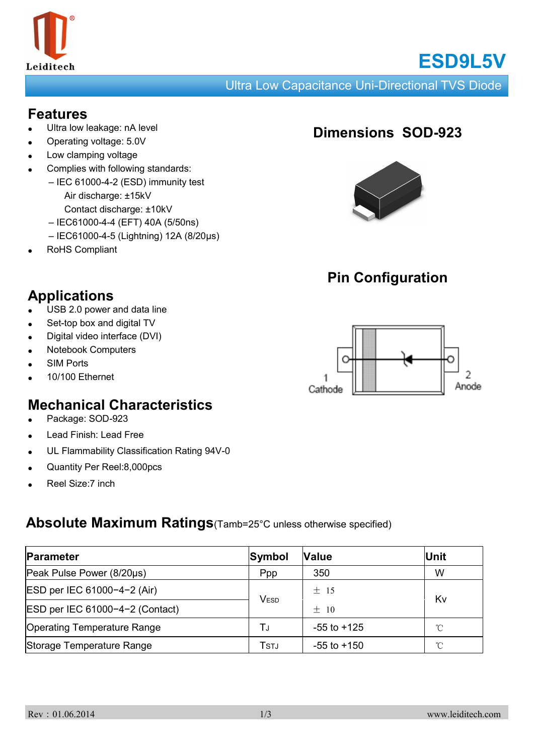Leiditech

# ESD9L5V

Ultra Low Capacitance Uni-Directional TVS Diode

## Features

- Ultra low leakage: nA level
- Operating voltage: 5.0V
- Low clamping voltage
- Complies with following standards:
  - – IEC 61000-4-2 (ESD) immunity test
    - Air discharge: ±15kV
    - Contact discharge: ±10kV
  - – IEC61000-4-4 (EFT) 40A (5/50ns)
  - – IEC61000-4-5 (Lightning) 12A (8/20μs)
- RoHS Compliant

## Dimensions SOD-923

## Pin Configuration

1 Cathode

2 Anode

## Applications

- USB 2.0 power and data line
- Set-top box and digital TV
- Digital video interface (DVI)
- Notebook Computers
- SIM Ports
- 10/100 Ethernet

## Mechanical Characteristics

- Package: SOD-923
- Lead Finish: Lead Free
- UL Flammability Classification Rating 94V-0
- Quantity Per Reel:8,000pcs
- Reel Size:7 inch

## Absolute Maximum Ratings (Tamb=25°C unless otherwise specified)

| Parameter | Symbol | Value | Unit |
|---|---|---|---|
| Peak Pulse Power (8/20μs) | Ppp | 350 | W |
| ESD per IEC 61000−4−2 (Air) | $V_{ESD}$ | ± 15 | Kv |
| ESD per IEC 61000−4−2 (Contact) | | ± 10 | |
| Operating Temperature Range | $T_J$ | -55 to +125 | ℃ |
| Storage Temperature Range | $T_{STJ}$ | -55 to +150 | ℃ |

Rev : 01.06.2014 www.leiditech.com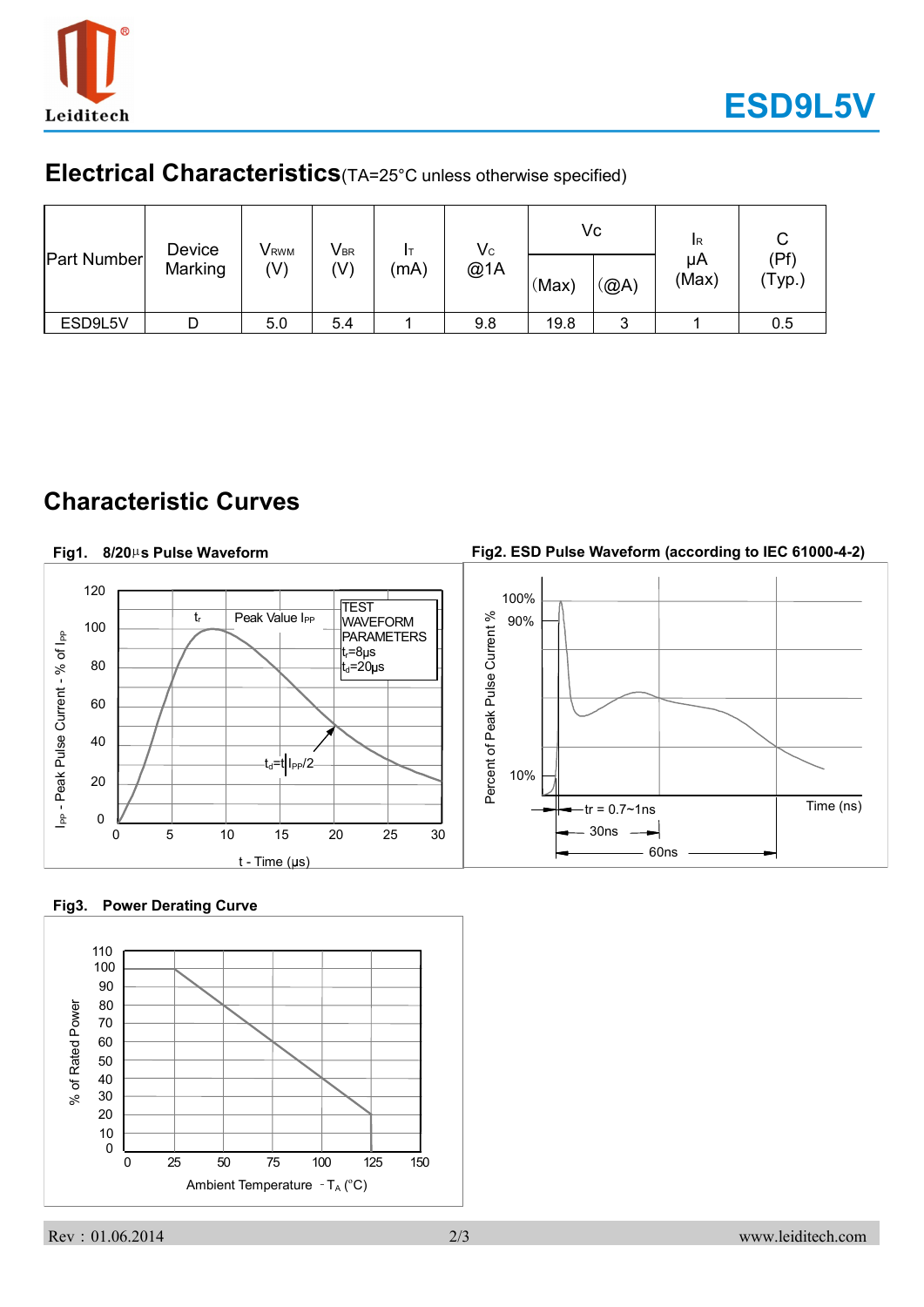## Electrical Characteristics (TA=25°C unless otherwise specified)

| Part Number | Device Marking | $V_{RWM}$ (V) | $V_{BR}$ (V) | $I_T$ (mA) | $V_C$ @1A | Vc | | $I_R$ μA (Max) | C (Pf) (Typ.) |
|---|---|---|---|---|---|---|---|---|---|
| | | | | | | (Max) | (@A) | | |
| ESD9L5V | D | 5.0 | 5.4 | 1 | 9.8 | 19.8 | 3 | 1 | 0.5 |

## Characteristic Curves

**Fig1. 8/20μs Pulse Waveform**

**Fig2. ESD Pulse Waveform (according to IEC 61000-4-2)**

**Fig3. Power Derating Curve**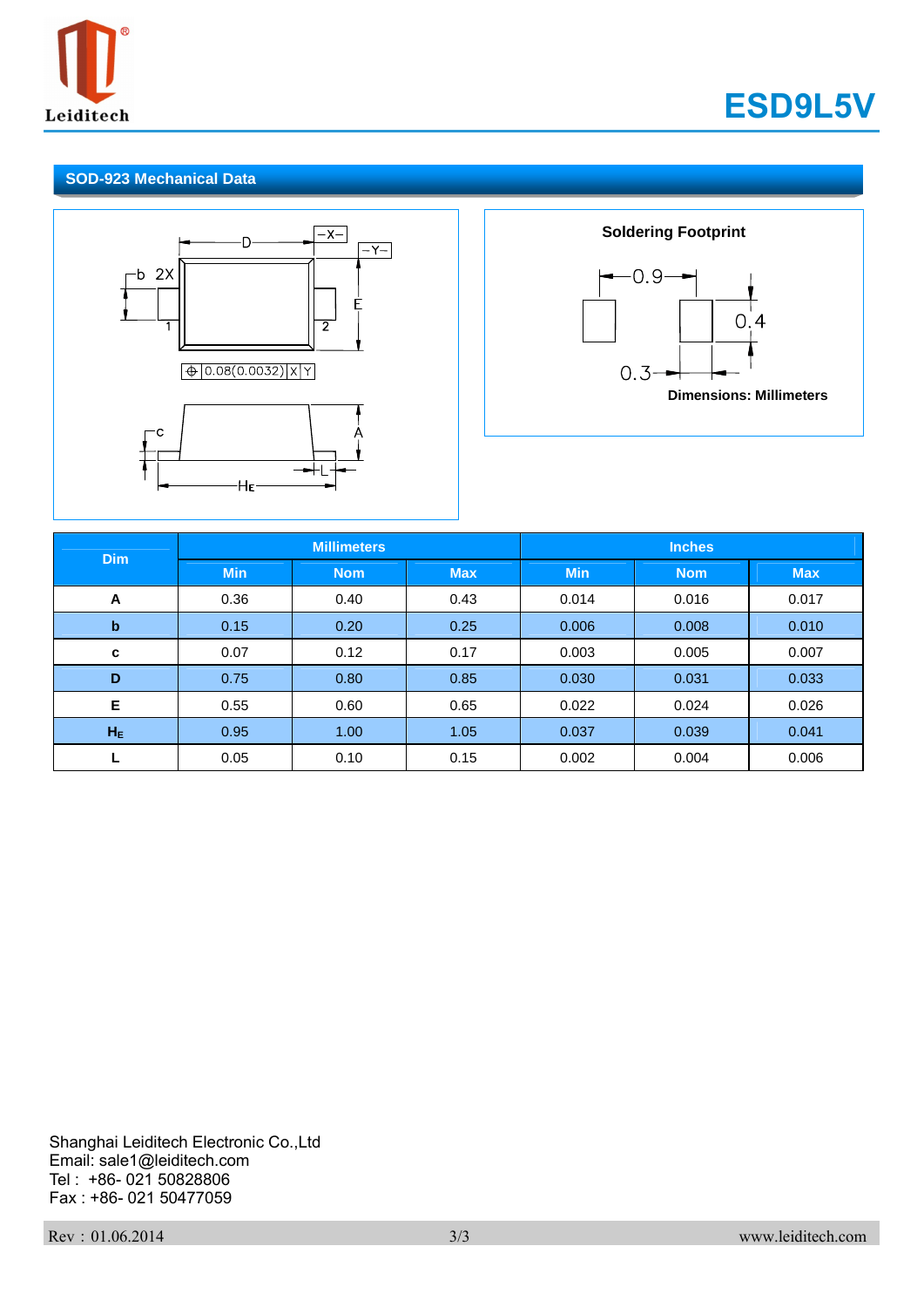## SOD-923 Mechanical Data

D
-X-
-Y-
b 2X
E
1
2
⊕ 0.08(0.0032) X Y
c
A
L
$H_E$

**Soldering Footprint**

0.9
0.4
0.3

**Dimensions: Millimeters**

| Dim | Millimeters | | | Inches | | |
|---|---|---|---|---|---|---|
| | Min | Nom | Max | Min | Nom | Max |
| A | 0.36 | 0.40 | 0.43 | 0.014 | 0.016 | 0.017 |
| b | 0.15 | 0.20 | 0.25 | 0.006 | 0.008 | 0.010 |
| c | 0.07 | 0.12 | 0.17 | 0.003 | 0.005 | 0.007 |
| D | 0.75 | 0.80 | 0.85 | 0.030 | 0.031 | 0.033 |
| E | 0.55 | 0.60 | 0.65 | 0.022 | 0.024 | 0.026 |
| $H_E$ | 0.95 | 1.00 | 1.05 | 0.037 | 0.039 | 0.041 |
| L | 0.05 | 0.10 | 0.15 | 0.002 | 0.004 | 0.006 |

Shanghai Leiditech Electronic Co.,Ltd
Email: sale1@leiditech.com
Tel : +86- 021 50828806
Fax : +86- 021 50477059

Rev : 01.06.2014 www.leiditech.com